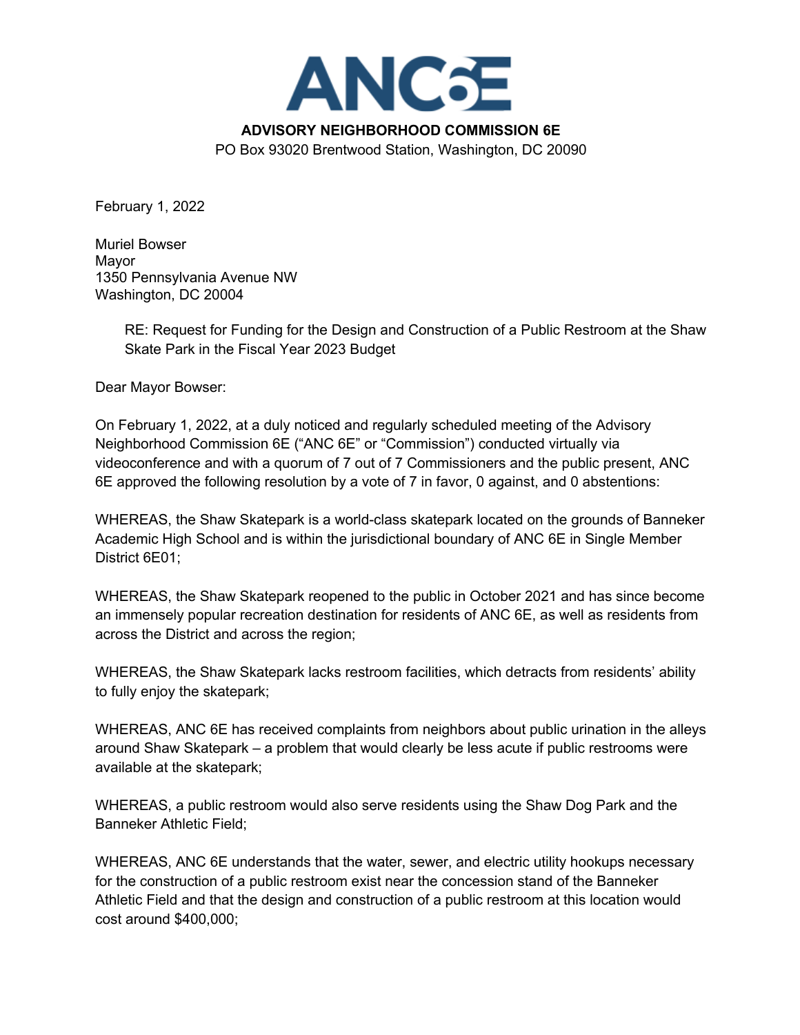# ANC6E

**ADVISORY NEIGHBORHOOD COMMISSION 6E**

PO Box 93020 Brentwood Station, Washington, DC 20090

February 1, 2022

Muriel Bowser
Mayor
1350 Pennsylvania Avenue NW
Washington, DC 20004

> RE: Request for Funding for the Design and Construction of a Public Restroom at the Shaw Skate Park in the Fiscal Year 2023 Budget

Dear Mayor Bowser:

On February 1, 2022, at a duly noticed and regularly scheduled meeting of the Advisory Neighborhood Commission 6E ("ANC 6E" or "Commission") conducted virtually via videoconference and with a quorum of 7 out of 7 Commissioners and the public present, ANC 6E approved the following resolution by a vote of 7 in favor, 0 against, and 0 abstentions:

WHEREAS, the Shaw Skatepark is a world-class skatepark located on the grounds of Banneker Academic High School and is within the jurisdictional boundary of ANC 6E in Single Member District 6E01;

WHEREAS, the Shaw Skatepark reopened to the public in October 2021 and has since become an immensely popular recreation destination for residents of ANC 6E, as well as residents from across the District and across the region;

WHEREAS, the Shaw Skatepark lacks restroom facilities, which detracts from residents' ability to fully enjoy the skatepark;

WHEREAS, ANC 6E has received complaints from neighbors about public urination in the alleys around Shaw Skatepark – a problem that would clearly be less acute if public restrooms were available at the skatepark;

WHEREAS, a public restroom would also serve residents using the Shaw Dog Park and the Banneker Athletic Field;

WHEREAS, ANC 6E understands that the water, sewer, and electric utility hookups necessary for the construction of a public restroom exist near the concession stand of the Banneker Athletic Field and that the design and construction of a public restroom at this location would cost around $400,000;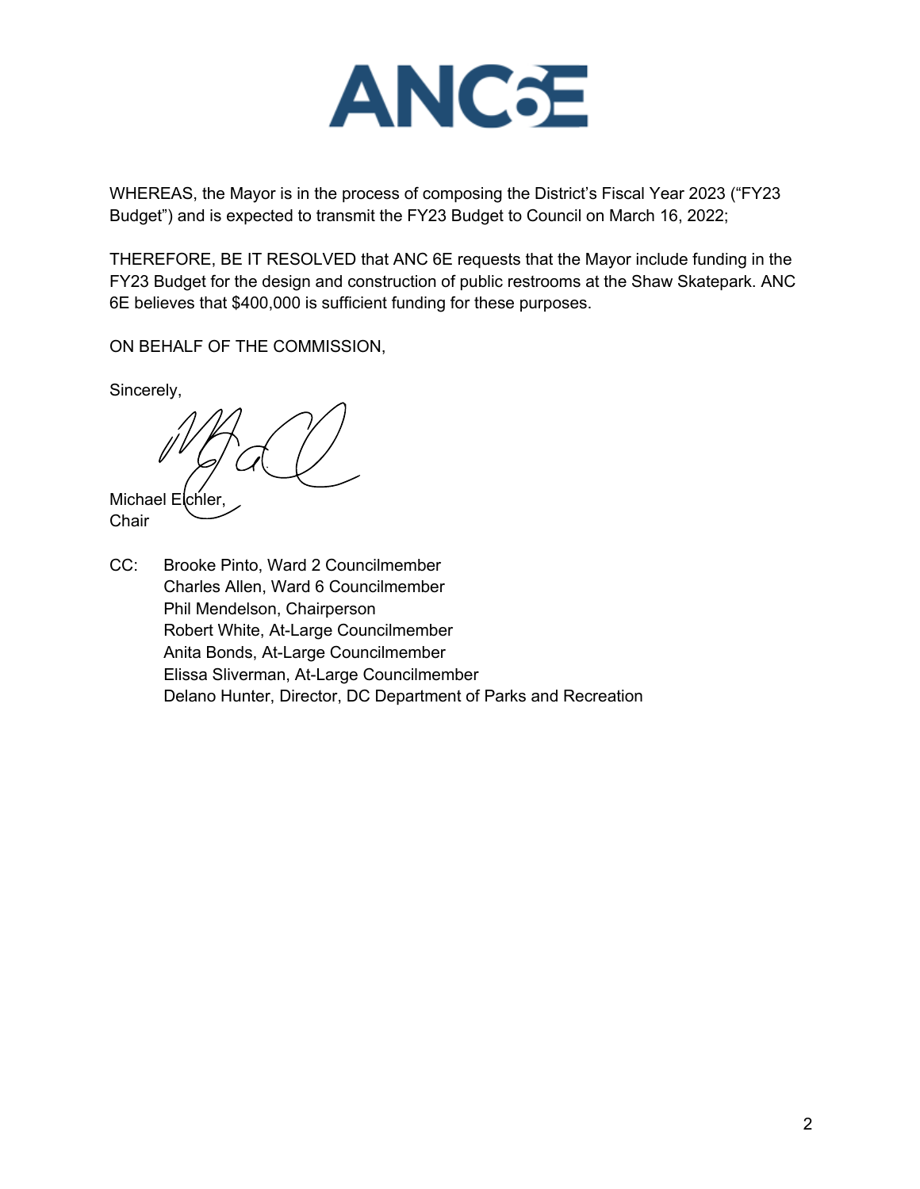WHEREAS, the Mayor is in the process of composing the District's Fiscal Year 2023 ("FY23 Budget") and is expected to transmit the FY23 Budget to Council on March 16, 2022;

THEREFORE, BE IT RESOLVED that ANC 6E requests that the Mayor include funding in the FY23 Budget for the design and construction of public restrooms at the Shaw Skatepark. ANC 6E believes that $400,000 is sufficient funding for these purposes.

ON BEHALF OF THE COMMISSION,

Sincerely,

Michael Eichler,
Chair

CC: Brooke Pinto, Ward 2 Councilmember
Charles Allen, Ward 6 Councilmember
Phil Mendelson, Chairperson
Robert White, At-Large Councilmember
Anita Bonds, At-Large Councilmember
Elissa Sliverman, At-Large Councilmember
Delano Hunter, Director, DC Department of Parks and Recreation